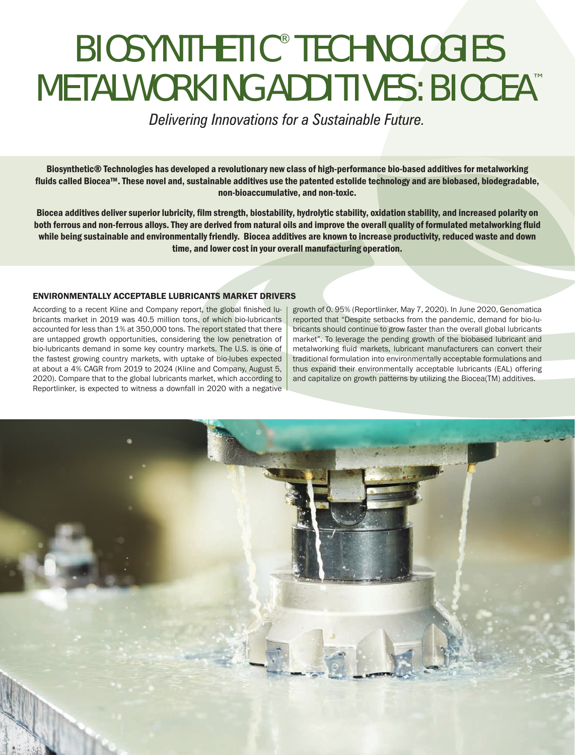# BIOSYNTHETIC® TECHNOLOGIES METALWORKING ADDITIVES: BIOCEA™

*Delivering Innovations for a Sustainable Future.*

**Biosynthetic® Technologies has developed a revolutionary new class of high-performance bio-based additives for metalworking fluids called Biocea™. These novel and, sustainable additives use the patented estolide technology and are biobased, biodegradable, non-bioaccumulative, and non-toxic.**

**Biocea additives deliver superior lubricity, film strength, biostability, hydrolytic stability, oxidation stability, and increased polarity on both ferrous and non-ferrous alloys. They are derived from natural oils and improve the overall quality of formulated metalworking fluid while being sustainable and environmentally friendly. Biocea additives are known to increase productivity, reduced waste and down time, and lower cost in your overall manufacturing operation.**

## ENVIRONMENTALLY ACCEPTABLE LUBRICANTS MARKET DRIVERS

According to a recent Kline and Company report, the global finished lubricants market in 2019 was 40.5 million tons, of which bio-lubricants accounted for less than 1% at 350,000 tons. The report stated that there are untapped growth opportunities, considering the low penetration of bio-lubricants demand in some key country markets. The U.S. is one of the fastest growing country markets, with uptake of bio-lubes expected at about a 4% CAGR from 2019 to 2024 (Kline and Company, August 5, 2020). Compare that to the global lubricants market, which according to Reportlinker, is expected to witness a downfall in 2020 with a negative growth of 0. 95% (Reportlinker, May 7, 2020). In June 2020, Genomatica reported that "Despite setbacks from the pandemic, demand for bio-lubricants should continue to grow faster than the overall global lubricants market". To leverage the pending growth of the biobased lubricant and metalworking fluid markets, lubricant manufacturers can convert their traditional formulation into environmentally acceptable formulations and thus expand their environmentally acceptable lubricants (EAL) offering and capitalize on growth patterns by utilizing the Biocea(TM) additives.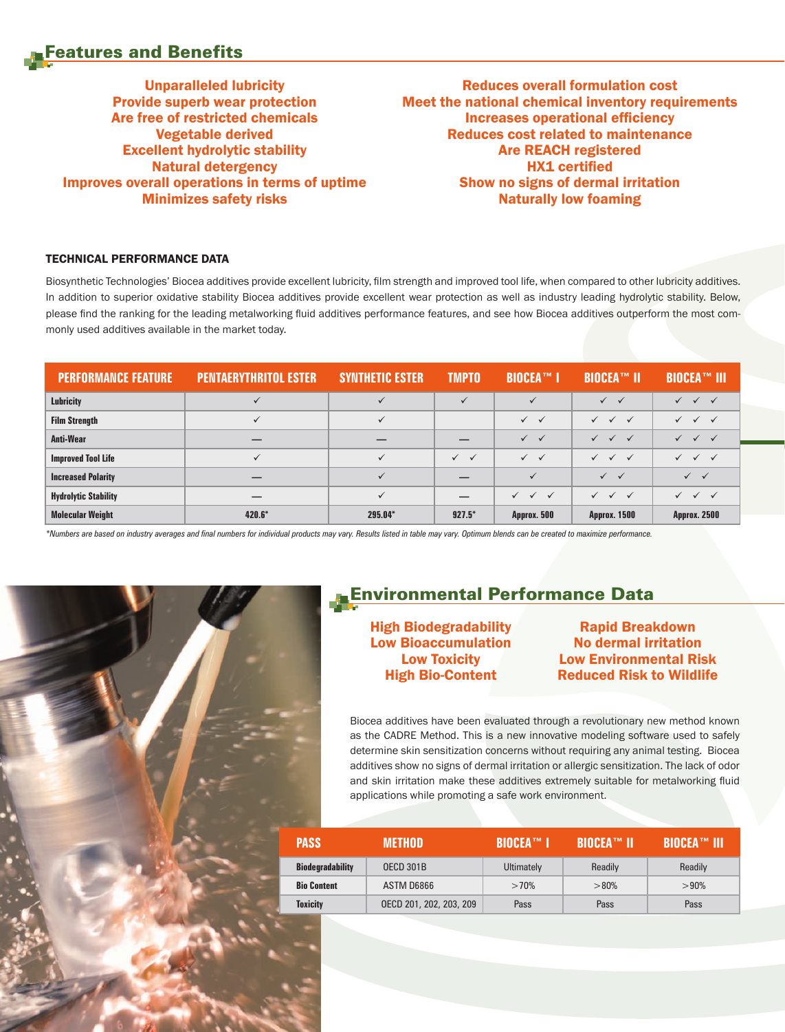## Features and Benefits

**Unparalleled lubricity**
**Provide superb wear protection**
**Are free of restricted chemicals**
**Vegetable derived**
**Excellent hydrolytic stability**
**Natural detergency**
**Improves overall operations in terms of uptime**
**Minimizes safety risks**

**Reduces overall formulation cost**
**Meet the national chemical inventory requirements**
**Increases operational efficiency**
**Reduces cost related to maintenance**
**Are REACH registered**
**HX1 certified**
**Show no signs of dermal irritation**
**Naturally low foaming**

### TECHNICAL PERFORMANCE DATA

Biosynthetic Technologies' Biocea additives provide excellent lubricity, film strength and improved tool life, when compared to other lubricity additives. In addition to superior oxidative stability Biocea additives provide excellent wear protection as well as industry leading hydrolytic stability. Below, please find the ranking for the leading metalworking fluid additives performance features, and see how Biocea additives outperform the most commonly used additives available in the market today.

| PERFORMANCE FEATURE | PENTAERYTHRITOL ESTER | SYNTHETIC ESTER | TMPTO | BIOCEA™ I | BIOCEA™ II | BIOCEA™ III |
|---|---|---|---|---|---|---|
| Lubricity | ✓ | ✓ | ✓ | ✓ | ✓ ✓ | ✓ ✓ ✓ |
| Film Strength | ✓ | ✓ | | ✓ ✓ | ✓ ✓ ✓ | ✓ ✓ ✓ |
| Anti-Wear | — | — | — | ✓ ✓ | ✓ ✓ ✓ | ✓ ✓ ✓ |
| Improved Tool Life | ✓ | ✓ | ✓ ✓ | ✓ ✓ | ✓ ✓ ✓ | ✓ ✓ ✓ |
| Increased Polarity | — | ✓ | — | ✓ | ✓ ✓ | ✓ ✓ |
| Hydrolytic Stability | — | ✓ | — | ✓ ✓ ✓ | ✓ ✓ ✓ | ✓ ✓ ✓ |
| Molecular Weight | 420.6* | 295.04* | 927.5* | Approx. 500 | Approx. 1500 | Approx. 2500 |

*Numbers are based on industry averages and final numbers for individual products may vary. Results listed in table may vary. Optimum blends can be created to maximize performance.*

## Environmental Performance Data

**High Biodegradability**
**Low Bioaccumulation**
**Low Toxicity**
**High Bio-Content**

**Rapid Breakdown**
**No dermal irritation**
**Low Environmental Risk**
**Reduced Risk to Wildlife**

Biocea additives have been evaluated through a revolutionary new method known as the CADRE Method. This is a new innovative modeling software used to safely determine skin sensitization concerns without requiring any animal testing. Biocea additives show no signs of dermal irritation or allergic sensitization. The lack of odor and skin irritation make these additives extremely suitable for metalworking fluid applications while promoting a safe work environment.

| PASS | METHOD | BIOCEA™ I | BIOCEA™ II | BIOCEA™ III |
|---|---|---|---|---|
| Biodegradability | OECD 301B | Ultimately | Readily | Readily |
| Bio Content | ASTM D6866 | >70% | >80% | >90% |
| Toxicity | OECD 201, 202, 203, 209 | Pass | Pass | Pass |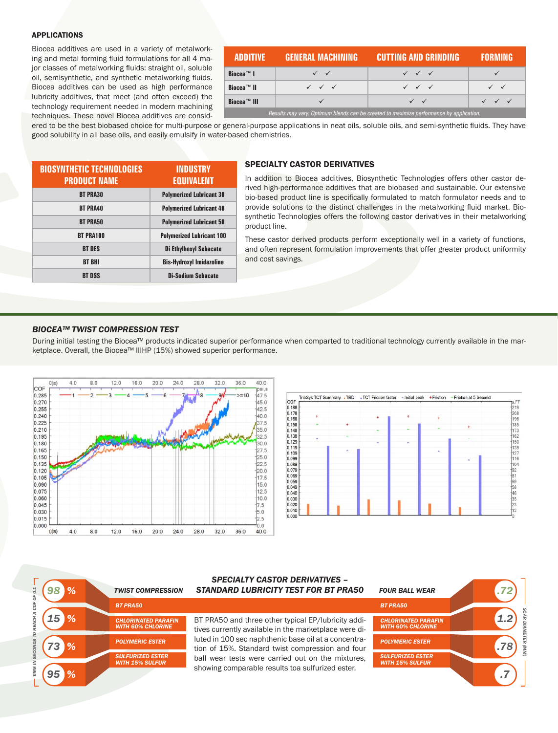### APPLICATIONS

Biocea additives are used in a variety of metalworking and metal forming fluid formulations for all 4 major classes of metalworking fluids: straight oil, soluble oil, semisynthetic, and synthetic metalworking fluids. Biocea additives can be used as high performance lubricity additives, that meet (and often exceed) the technology requirement needed in modern machining techniques. These novel Biocea additives are considered to be the best biobased choice for multi-purpose or general-purpose applications in neat oils, soluble oils, and semi-synthetic fluids. They have good solubility in all base oils, and easily emulsify in water-based chemistries.

| ADDITIVE | GENERAL MACHINING | CUTTING AND GRINDING | FORMING |
|---|---|---|---|
| Biocea™ I | ✓ ✓ | ✓ ✓ ✓ | ✓ |
| Biocea™ II | ✓ ✓ ✓ | ✓ ✓ ✓ | ✓ ✓ |
| Biocea™ III | ✓ | ✓ ✓ | ✓ ✓ ✓ |

*Results may vary. Optimum blends can be created to maximize performance by application.*

| BIOSYNTHETIC TECHNOLOGIES PRODUCT NAME | INDUSTRY EQUIVALENT |
|---|---|
| BT PRA30 | Polymerized Lubricant 30 |
| BT PRA40 | Polymerized Lubricant 40 |
| BT PRA50 | Polymerized Lubricant 50 |
| BT PRA100 | Polymerized Lubricant 100 |
| BT DES | Di Ethylhexyl Sebacate |
| BT BHI | Bis-Hydroxyl Imidazoline |
| BT DSS | Di-Sodium Sebacate |

### SPECIALTY CASTOR DERIVATIVES

In addition to Biocea additives, Biosynthetic Technologies offers other castor derived high-performance additives that are biobased and sustainable. Our extensive bio-based product line is specifically formulated to match formulator needs and to provide solutions to the distinct challenges in the metalworking fluid market. Biosynthetic Technologies offers the following castor derivatives in their metalworking product line.

These castor derived products perform exceptionally well in a variety of functions, and often represent formulation improvements that offer greater product uniformity and cost savings.

### *BIOCEA™ TWIST COMPRESSION TEST*

During initial testing the Biocea™ products indicated superior performance when compared to traditional technology currently available in the marketplace. Overall, the Biocea™ IIIHP (15%) showed superior performance.

### *SPECIALTY CASTOR DERIVATIVES – STANDARD LUBRICITY TEST FOR BT PRA50*

| TIME IN SECONDS TO REACH A COF OF 0.1 | TWIST COMPRESSION | FOUR BALL WEAR | SCAR DIAMETER (MM) |
|---|---|---|---|
| 98 % | BT PRA50 | BT PRA50 | .72 |
| 15 % | CHLORINATED PARAFIN WITH 60% CHLORINE | CHLORINATED PARAFIN WITH 60% CHLORINE | 1.2 |
| 73 % | POLYMERIC ESTER | POLYMERIC ESTER | .78 |
| 95 % | SULFURIZED ESTER WITH 15% SULFUR | SULFURIZED ESTER WITH 15% SULFUR | .7 |

BT PRA50 and three other typical EP/lubricity additives currently available in the marketplace were diluted in 100 sec naphthenic base oil at a concentration of 15%. Standard twist compression and four ball wear tests were carried out on the mixtures, showing comparable results toa sulfurized ester.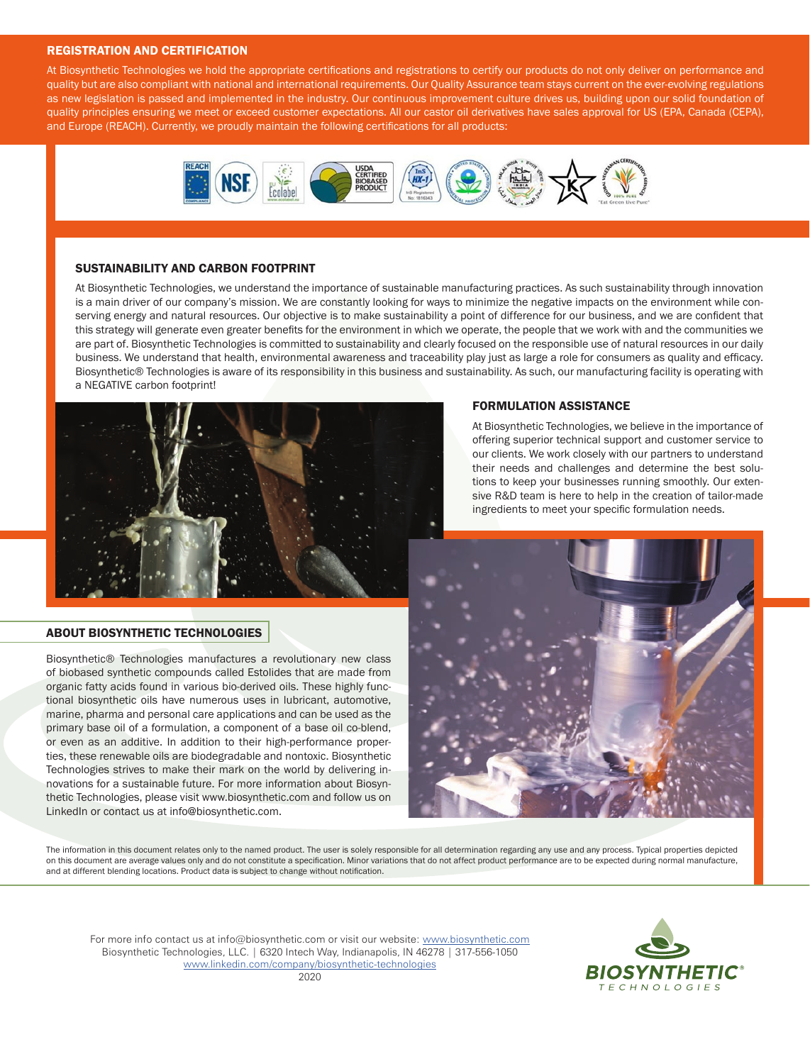## REGISTRATION AND CERTIFICATION

At Biosynthetic Technologies we hold the appropriate certifications and registrations to certify our products do not only deliver on performance and quality but are also compliant with national and international requirements. Our Quality Assurance team stays current on the ever-evolving regulations as new legislation is passed and implemented in the industry. Our continuous improvement culture drives us, building upon our solid foundation of quality principles ensuring we meet or exceed customer expectations. All our castor oil derivatives have sales approval for US (EPA, Canada (CEPA), and Europe (REACH). Currently, we proudly maintain the following certifications for all products:

## SUSTAINABILITY AND CARBON FOOTPRINT

At Biosynthetic Technologies, we understand the importance of sustainable manufacturing practices. As such sustainability through innovation is a main driver of our company's mission. We are constantly looking for ways to minimize the negative impacts on the environment while conserving energy and natural resources. Our objective is to make sustainability a point of difference for our business, and we are confident that this strategy will generate even greater benefits for the environment in which we operate, the people that we work with and the communities we are part of. Biosynthetic Technologies is committed to sustainability and clearly focused on the responsible use of natural resources in our daily business. We understand that health, environmental awareness and traceability play just as large a role for consumers as quality and efficacy. Biosynthetic® Technologies is aware of its responsibility in this business and sustainability. As such, our manufacturing facility is operating with a NEGATIVE carbon footprint!

## FORMULATION ASSISTANCE

At Biosynthetic Technologies, we believe in the importance of offering superior technical support and customer service to our clients. We work closely with our partners to understand their needs and challenges and determine the best solutions to keep your businesses running smoothly. Our extensive R&D team is here to help in the creation of tailor-made ingredients to meet your specific formulation needs.

## ABOUT BIOSYNTHETIC TECHNOLOGIES

Biosynthetic® Technologies manufactures a revolutionary new class of biobased synthetic compounds called Estolides that are made from organic fatty acids found in various bio-derived oils. These highly functional biosynthetic oils have numerous uses in lubricant, automotive, marine, pharma and personal care applications and can be used as the primary base oil of a formulation, a component of a base oil co-blend, or even as an additive. In addition to their high-performance properties, these renewable oils are biodegradable and nontoxic. Biosynthetic Technologies strives to make their mark on the world by delivering innovations for a sustainable future. For more information about Biosynthetic Technologies, please visit www.biosynthetic.com and follow us on LinkedIn or contact us at info@biosynthetic.com.

The information in this document relates only to the named product. The user is solely responsible for all determination regarding any use and any process. Typical properties depicted on this document are average values only and do not constitute a specification. Minor variations that do not affect product performance are to be expected during normal manufacture, and at different blending locations. Product data is subject to change without notification.

For more info contact us at info@biosynthetic.com or visit our website: www.biosynthetic.com
Biosynthetic Technologies, LLC. | 6320 Intech Way, Indianapolis, IN 46278 | 317-556-1050
www.linkedin.com/company/biosynthetic-technologies
2020

BIOSYNTHETIC® TECHNOLOGIES